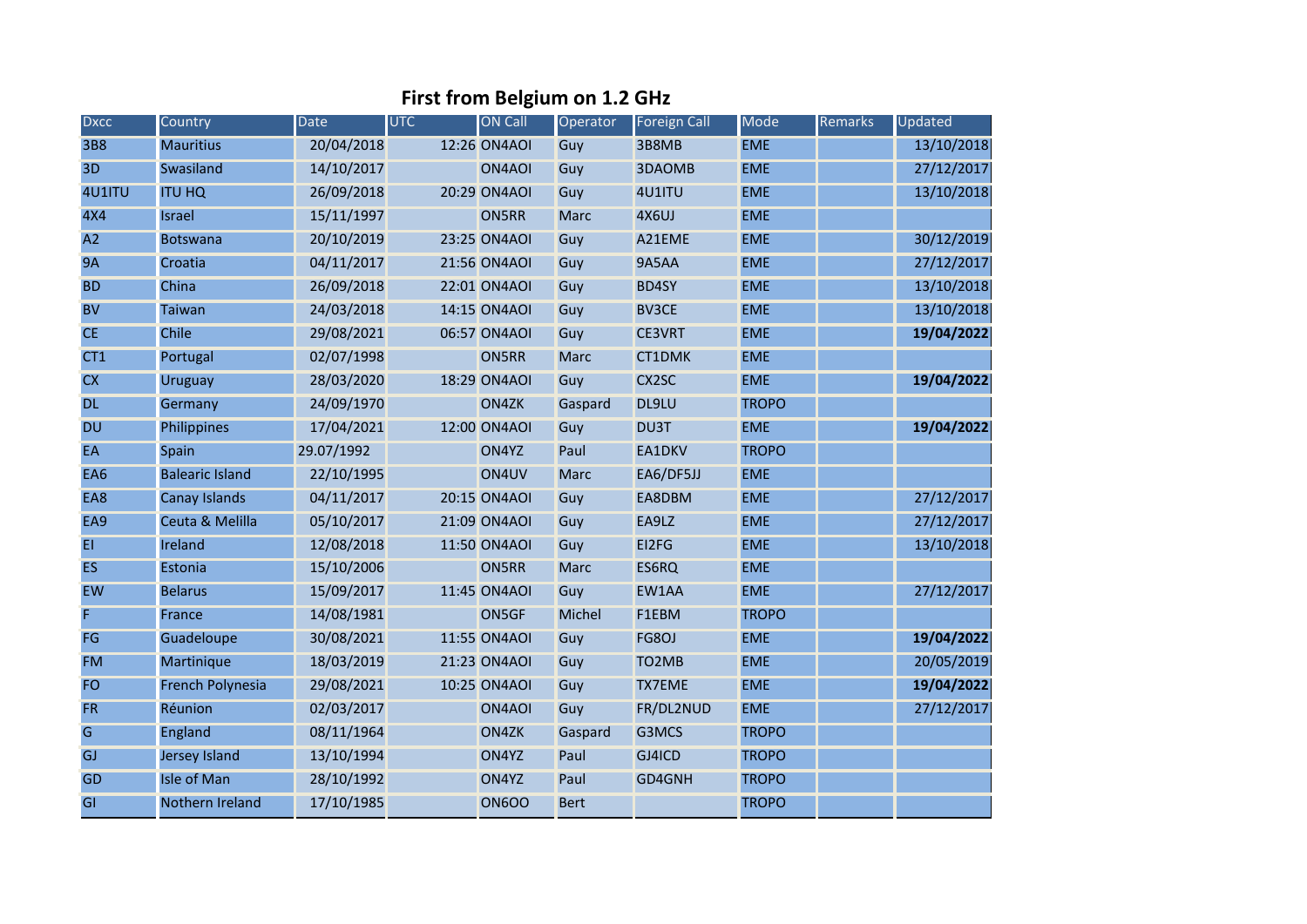# First from Belgium on 1.2 GHz

| Dxcc | Country | Date | UTC | ON Call | Operator | Foreign Call | Mode | Remarks | Updated |
|---|---|---|---|---|---|---|---|---|---|
| 3B8 | Mauritius | 20/04/2018 | 12:26 | ON4AOI | Guy | 3B8MB | EME | | 13/10/2018 |
| 3D | Swasiland | 14/10/2017 | | ON4AOI | Guy | 3DAOMB | EME | | 27/12/2017 |
| 4U1ITU | ITU HQ | 26/09/2018 | 20:29 | ON4AOI | Guy | 4U1ITU | EME | | 13/10/2018 |
| 4X4 | Israel | 15/11/1997 | | ON5RR | Marc | 4X6UJ | EME | | |
| A2 | Botswana | 20/10/2019 | 23:25 | ON4AOI | Guy | A21EME | EME | | 30/12/2019 |
| 9A | Croatia | 04/11/2017 | 21:56 | ON4AOI | Guy | 9A5AA | EME | | 27/12/2017 |
| BD | China | 26/09/2018 | 22:01 | ON4AOI | Guy | BD4SY | EME | | 13/10/2018 |
| BV | Taiwan | 24/03/2018 | 14:15 | ON4AOI | Guy | BV3CE | EME | | 13/10/2018 |
| CE | Chile | 29/08/2021 | 06:57 | ON4AOI | Guy | CE3VRT | EME | | **19/04/2022** |
| CT1 | Portugal | 02/07/1998 | | ON5RR | Marc | CT1DMK | EME | | |
| CX | Uruguay | 28/03/2020 | 18:29 | ON4AOI | Guy | CX2SC | EME | | **19/04/2022** |
| DL | Germany | 24/09/1970 | | ON4ZK | Gaspard | DL9LU | TROPO | | |
| DU | Philippines | 17/04/2021 | 12:00 | ON4AOI | Guy | DU3T | EME | | **19/04/2022** |
| EA | Spain | 29.07/1992 | | ON4YZ | Paul | EA1DKV | TROPO | | |
| EA6 | Balearic Island | 22/10/1995 | | ON4UV | Marc | EA6/DF5JJ | EME | | |
| EA8 | Canay Islands | 04/11/2017 | 20:15 | ON4AOI | Guy | EA8DBM | EME | | 27/12/2017 |
| EA9 | Ceuta & Melilla | 05/10/2017 | 21:09 | ON4AOI | Guy | EA9LZ | EME | | 27/12/2017 |
| EI | Ireland | 12/08/2018 | 11:50 | ON4AOI | Guy | EI2FG | EME | | 13/10/2018 |
| ES | Estonia | 15/10/2006 | | ON5RR | Marc | ES6RQ | EME | | |
| EW | Belarus | 15/09/2017 | 11:45 | ON4AOI | Guy | EW1AA | EME | | 27/12/2017 |
| F | France | 14/08/1981 | | ON5GF | Michel | F1EBM | TROPO | | |
| FG | Guadeloupe | 30/08/2021 | 11:55 | ON4AOI | Guy | FG8OJ | EME | | **19/04/2022** |
| FM | Martinique | 18/03/2019 | 21:23 | ON4AOI | Guy | TO2MB | EME | | 20/05/2019 |
| FO | French Polynesia | 29/08/2021 | 10:25 | ON4AOI | Guy | TX7EME | EME | | **19/04/2022** |
| FR | Réunion | 02/03/2017 | | ON4AOI | Guy | FR/DL2NUD | EME | | 27/12/2017 |
| G | England | 08/11/1964 | | ON4ZK | Gaspard | G3MCS | TROPO | | |
| GJ | Jersey Island | 13/10/1994 | | ON4YZ | Paul | GJ4ICD | TROPO | | |
| GD | Isle of Man | 28/10/1992 | | ON4YZ | Paul | GD4GNH | TROPO | | |
| GI | Nothern Ireland | 17/10/1985 | | ON6OO | Bert | | TROPO | | |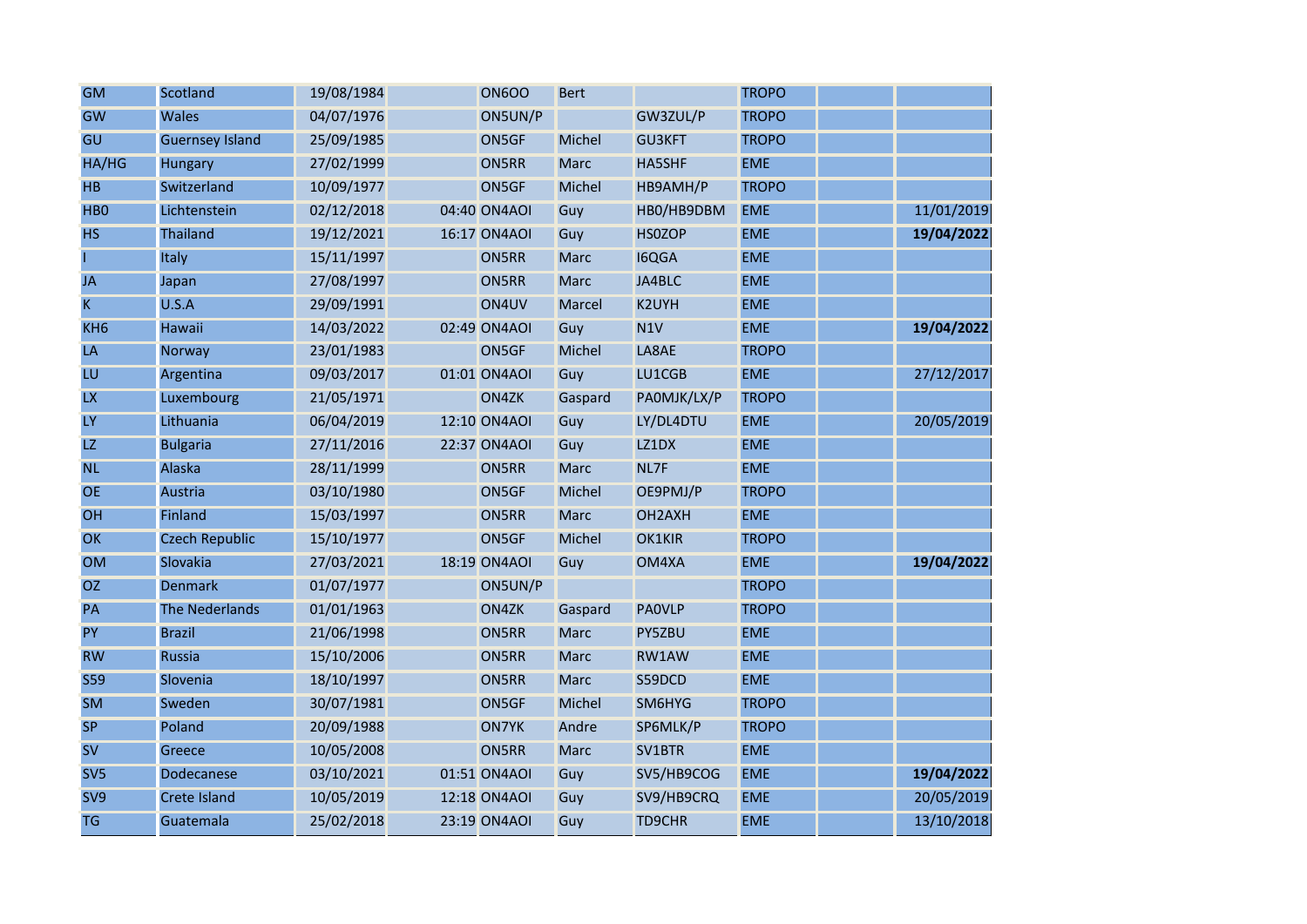| | | | | | | | | | |
|---|---|---|---|---|---|---|---|---|---|
| GM | Scotland | 19/08/1984 | | ON6OO | Bert | | TROPO | | |
| GW | Wales | 04/07/1976 | | ON5UN/P | | GW3ZUL/P | TROPO | | |
| GU | Guernsey Island | 25/09/1985 | | ON5GF | Michel | GU3KFT | TROPO | | |
| HA/HG | Hungary | 27/02/1999 | | ON5RR | Marc | HA5SHF | EME | | |
| HB | Switzerland | 10/09/1977 | | ON5GF | Michel | HB9AMH/P | TROPO | | |
| HB0 | Lichtenstein | 02/12/2018 | 04:40 | ON4AOI | Guy | HB0/HB9DBM | EME | | 11/01/2019 |
| HS | Thailand | 19/12/2021 | 16:17 | ON4AOI | Guy | HS0ZOP | EME | | **19/04/2022** |
| I | Italy | 15/11/1997 | | ON5RR | Marc | I6QGA | EME | | |
| JA | Japan | 27/08/1997 | | ON5RR | Marc | JA4BLC | EME | | |
| K | U.S.A | 29/09/1991 | | ON4UV | Marcel | K2UYH | EME | | |
| KH6 | Hawaii | 14/03/2022 | 02:49 | ON4AOI | Guy | N1V | EME | | **19/04/2022** |
| LA | Norway | 23/01/1983 | | ON5GF | Michel | LA8AE | TROPO | | |
| LU | Argentina | 09/03/2017 | 01:01 | ON4AOI | Guy | LU1CGB | EME | | 27/12/2017 |
| LX | Luxembourg | 21/05/1971 | | ON4ZK | Gaspard | PA0MJK/LX/P | TROPO | | |
| LY | Lithuania | 06/04/2019 | 12:10 | ON4AOI | Guy | LY/DL4DTU | EME | | 20/05/2019 |
| LZ | Bulgaria | 27/11/2016 | 22:37 | ON4AOI | Guy | LZ1DX | EME | | |
| NL | Alaska | 28/11/1999 | | ON5RR | Marc | NL7F | EME | | |
| OE | Austria | 03/10/1980 | | ON5GF | Michel | OE9PMJ/P | TROPO | | |
| OH | Finland | 15/03/1997 | | ON5RR | Marc | OH2AXH | EME | | |
| OK | Czech Republic | 15/10/1977 | | ON5GF | Michel | OK1KIR | TROPO | | |
| OM | Slovakia | 27/03/2021 | 18:19 | ON4AOI | Guy | OM4XA | EME | | **19/04/2022** |
| OZ | Denmark | 01/07/1977 | | ON5UN/P | | | TROPO | | |
| PA | The Nederlands | 01/01/1963 | | ON4ZK | Gaspard | PA0VLP | TROPO | | |
| PY | Brazil | 21/06/1998 | | ON5RR | Marc | PY5ZBU | EME | | |
| RW | Russia | 15/10/2006 | | ON5RR | Marc | RW1AW | EME | | |
| S59 | Slovenia | 18/10/1997 | | ON5RR | Marc | S59DCD | EME | | |
| SM | Sweden | 30/07/1981 | | ON5GF | Michel | SM6HYG | TROPO | | |
| SP | Poland | 20/09/1988 | | ON7YK | Andre | SP6MLK/P | TROPO | | |
| SV | Greece | 10/05/2008 | | ON5RR | Marc | SV1BTR | EME | | |
| SV5 | Dodecanese | 03/10/2021 | 01:51 | ON4AOI | Guy | SV5/HB9COG | EME | | **19/04/2022** |
| SV9 | Crete Island | 10/05/2019 | 12:18 | ON4AOI | Guy | SV9/HB9CRQ | EME | | 20/05/2019 |
| TG | Guatemala | 25/02/2018 | 23:19 | ON4AOI | Guy | TD9CHR | EME | | 13/10/2018 |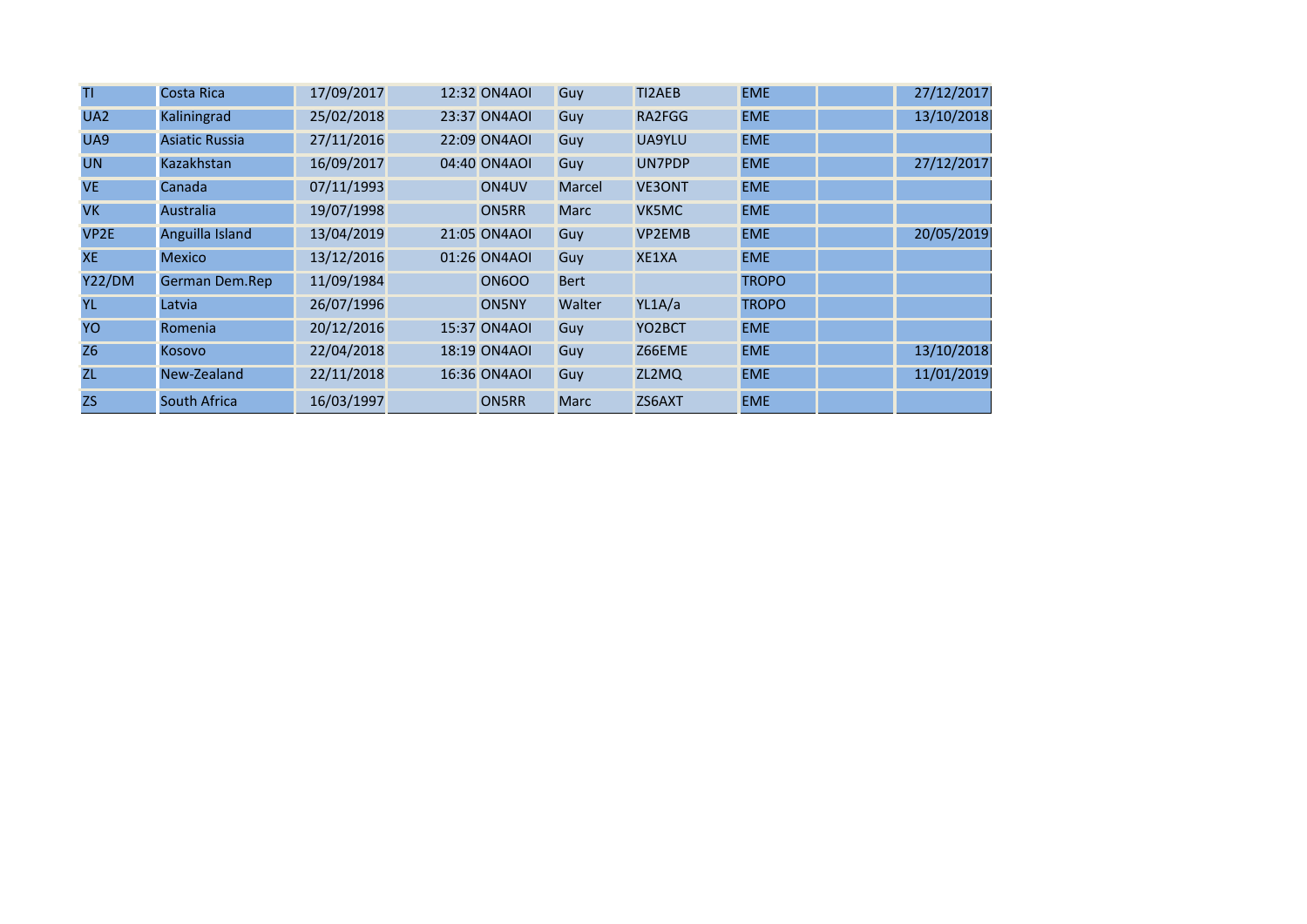| | | | | | | | | | |
|---|---|---|---|---|---|---|---|---|---|
| TI | Costa Rica | 17/09/2017 | 12:32 | ON4AOI | Guy | TI2AEB | EME | | 27/12/2017 |
| UA2 | Kaliningrad | 25/02/2018 | 23:37 | ON4AOI | Guy | RA2FGG | EME | | 13/10/2018 |
| UA9 | Asiatic Russia | 27/11/2016 | 22:09 | ON4AOI | Guy | UA9YLU | EME | | |
| UN | Kazakhstan | 16/09/2017 | 04:40 | ON4AOI | Guy | UN7PDP | EME | | 27/12/2017 |
| VE | Canada | 07/11/1993 | | ON4UV | Marcel | VE3ONT | EME | | |
| VK | Australia | 19/07/1998 | | ON5RR | Marc | VK5MC | EME | | |
| VP2E | Anguilla Island | 13/04/2019 | 21:05 | ON4AOI | Guy | VP2EMB | EME | | 20/05/2019 |
| XE | Mexico | 13/12/2016 | 01:26 | ON4AOI | Guy | XE1XA | EME | | |
| Y22/DM | German Dem.Rep | 11/09/1984 | | ON6OO | Bert | | TROPO | | |
| YL | Latvia | 26/07/1996 | | ON5NY | Walter | YL1A/a | TROPO | | |
| YO | Romenia | 20/12/2016 | 15:37 | ON4AOI | Guy | YO2BCT | EME | | |
| Z6 | Kosovo | 22/04/2018 | 18:19 | ON4AOI | Guy | Z66EME | EME | | 13/10/2018 |
| ZL | New-Zealand | 22/11/2018 | 16:36 | ON4AOI | Guy | ZL2MQ | EME | | 11/01/2019 |
| ZS | South Africa | 16/03/1997 | | ON5RR | Marc | ZS6AXT | EME | | |